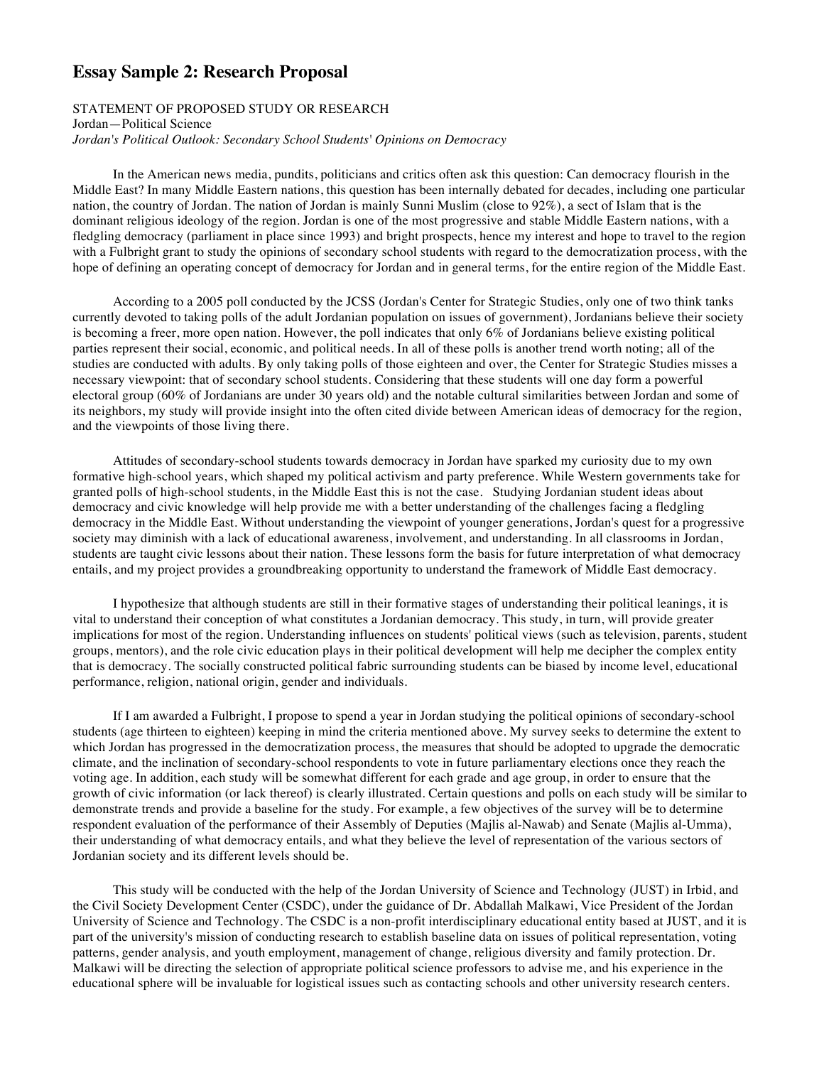# Essay Sample 2: Research Proposal

STATEMENT OF PROPOSED STUDY OR RESEARCH
Jordan—Political Science
*Jordan's Political Outlook: Secondary School Students' Opinions on Democracy*

In the American news media, pundits, politicians and critics often ask this question: Can democracy flourish in the Middle East? In many Middle Eastern nations, this question has been internally debated for decades, including one particular nation, the country of Jordan. The nation of Jordan is mainly Sunni Muslim (close to 92%), a sect of Islam that is the dominant religious ideology of the region. Jordan is one of the most progressive and stable Middle Eastern nations, with a fledgling democracy (parliament in place since 1993) and bright prospects, hence my interest and hope to travel to the region with a Fulbright grant to study the opinions of secondary school students with regard to the democratization process, with the hope of defining an operating concept of democracy for Jordan and in general terms, for the entire region of the Middle East.

According to a 2005 poll conducted by the JCSS (Jordan's Center for Strategic Studies, only one of two think tanks currently devoted to taking polls of the adult Jordanian population on issues of government), Jordanians believe their society is becoming a freer, more open nation. However, the poll indicates that only 6% of Jordanians believe existing political parties represent their social, economic, and political needs. In all of these polls is another trend worth noting; all of the studies are conducted with adults. By only taking polls of those eighteen and over, the Center for Strategic Studies misses a necessary viewpoint: that of secondary school students. Considering that these students will one day form a powerful electoral group (60% of Jordanians are under 30 years old) and the notable cultural similarities between Jordan and some of its neighbors, my study will provide insight into the often cited divide between American ideas of democracy for the region, and the viewpoints of those living there.

Attitudes of secondary-school students towards democracy in Jordan have sparked my curiosity due to my own formative high-school years, which shaped my political activism and party preference. While Western governments take for granted polls of high-school students, in the Middle East this is not the case. Studying Jordanian student ideas about democracy and civic knowledge will help provide me with a better understanding of the challenges facing a fledgling democracy in the Middle East. Without understanding the viewpoint of younger generations, Jordan's quest for a progressive society may diminish with a lack of educational awareness, involvement, and understanding. In all classrooms in Jordan, students are taught civic lessons about their nation. These lessons form the basis for future interpretation of what democracy entails, and my project provides a groundbreaking opportunity to understand the framework of Middle East democracy.

I hypothesize that although students are still in their formative stages of understanding their political leanings, it is vital to understand their conception of what constitutes a Jordanian democracy. This study, in turn, will provide greater implications for most of the region. Understanding influences on students' political views (such as television, parents, student groups, mentors), and the role civic education plays in their political development will help me decipher the complex entity that is democracy. The socially constructed political fabric surrounding students can be biased by income level, educational performance, religion, national origin, gender and individuals.

If I am awarded a Fulbright, I propose to spend a year in Jordan studying the political opinions of secondary-school students (age thirteen to eighteen) keeping in mind the criteria mentioned above. My survey seeks to determine the extent to which Jordan has progressed in the democratization process, the measures that should be adopted to upgrade the democratic climate, and the inclination of secondary-school respondents to vote in future parliamentary elections once they reach the voting age. In addition, each study will be somewhat different for each grade and age group, in order to ensure that the growth of civic information (or lack thereof) is clearly illustrated. Certain questions and polls on each study will be similar to demonstrate trends and provide a baseline for the study. For example, a few objectives of the survey will be to determine respondent evaluation of the performance of their Assembly of Deputies (Majlis al-Nawab) and Senate (Majlis al-Umma), their understanding of what democracy entails, and what they believe the level of representation of the various sectors of Jordanian society and its different levels should be.

This study will be conducted with the help of the Jordan University of Science and Technology (JUST) in Irbid, and the Civil Society Development Center (CSDC), under the guidance of Dr. Abdallah Malkawi, Vice President of the Jordan University of Science and Technology. The CSDC is a non-profit interdisciplinary educational entity based at JUST, and it is part of the university's mission of conducting research to establish baseline data on issues of political representation, voting patterns, gender analysis, and youth employment, management of change, religious diversity and family protection. Dr. Malkawi will be directing the selection of appropriate political science professors to advise me, and his experience in the educational sphere will be invaluable for logistical issues such as contacting schools and other university research centers.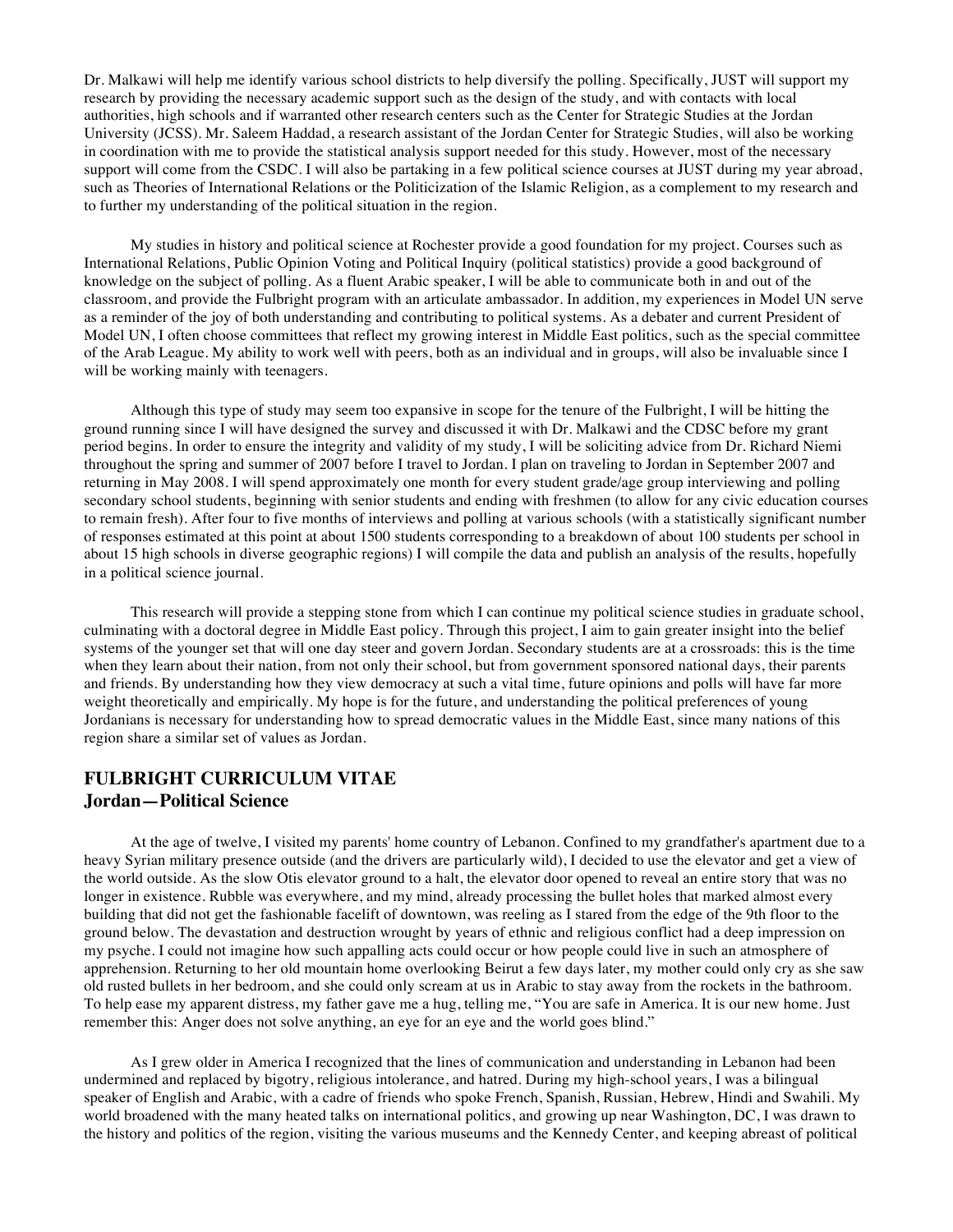Dr. Malkawi will help me identify various school districts to help diversify the polling. Specifically, JUST will support my research by providing the necessary academic support such as the design of the study, and with contacts with local authorities, high schools and if warranted other research centers such as the Center for Strategic Studies at the Jordan University (JCSS). Mr. Saleem Haddad, a research assistant of the Jordan Center for Strategic Studies, will also be working in coordination with me to provide the statistical analysis support needed for this study. However, most of the necessary support will come from the CSDC. I will also be partaking in a few political science courses at JUST during my year abroad, such as Theories of International Relations or the Politicization of the Islamic Religion, as a complement to my research and to further my understanding of the political situation in the region.

My studies in history and political science at Rochester provide a good foundation for my project. Courses such as International Relations, Public Opinion Voting and Political Inquiry (political statistics) provide a good background of knowledge on the subject of polling. As a fluent Arabic speaker, I will be able to communicate both in and out of the classroom, and provide the Fulbright program with an articulate ambassador. In addition, my experiences in Model UN serve as a reminder of the joy of both understanding and contributing to political systems. As a debater and current President of Model UN, I often choose committees that reflect my growing interest in Middle East politics, such as the special committee of the Arab League. My ability to work well with peers, both as an individual and in groups, will also be invaluable since I will be working mainly with teenagers.

Although this type of study may seem too expansive in scope for the tenure of the Fulbright, I will be hitting the ground running since I will have designed the survey and discussed it with Dr. Malkawi and the CDSC before my grant period begins. In order to ensure the integrity and validity of my study, I will be soliciting advice from Dr. Richard Niemi throughout the spring and summer of 2007 before I travel to Jordan. I plan on traveling to Jordan in September 2007 and returning in May 2008. I will spend approximately one month for every student grade/age group interviewing and polling secondary school students, beginning with senior students and ending with freshmen (to allow for any civic education courses to remain fresh). After four to five months of interviews and polling at various schools (with a statistically significant number of responses estimated at this point at about 1500 students corresponding to a breakdown of about 100 students per school in about 15 high schools in diverse geographic regions) I will compile the data and publish an analysis of the results, hopefully in a political science journal.

This research will provide a stepping stone from which I can continue my political science studies in graduate school, culminating with a doctoral degree in Middle East policy. Through this project, I aim to gain greater insight into the belief systems of the younger set that will one day steer and govern Jordan. Secondary students are at a crossroads: this is the time when they learn about their nation, from not only their school, but from government sponsored national days, their parents and friends. By understanding how they view democracy at such a vital time, future opinions and polls will have far more weight theoretically and empirically. My hope is for the future, and understanding the political preferences of young Jordanians is necessary for understanding how to spread democratic values in the Middle East, since many nations of this region share a similar set of values as Jordan.

## FULBRIGHT CURRICULUM VITAE
## Jordan—Political Science

At the age of twelve, I visited my parents' home country of Lebanon. Confined to my grandfather's apartment due to a heavy Syrian military presence outside (and the drivers are particularly wild), I decided to use the elevator and get a view of the world outside. As the slow Otis elevator ground to a halt, the elevator door opened to reveal an entire story that was no longer in existence. Rubble was everywhere, and my mind, already processing the bullet holes that marked almost every building that did not get the fashionable facelift of downtown, was reeling as I stared from the edge of the 9th floor to the ground below. The devastation and destruction wrought by years of ethnic and religious conflict had a deep impression on my psyche. I could not imagine how such appalling acts could occur or how people could live in such an atmosphere of apprehension. Returning to her old mountain home overlooking Beirut a few days later, my mother could only cry as she saw old rusted bullets in her bedroom, and she could only scream at us in Arabic to stay away from the rockets in the bathroom. To help ease my apparent distress, my father gave me a hug, telling me, "You are safe in America. It is our new home. Just remember this: Anger does not solve anything, an eye for an eye and the world goes blind."

As I grew older in America I recognized that the lines of communication and understanding in Lebanon had been undermined and replaced by bigotry, religious intolerance, and hatred. During my high-school years, I was a bilingual speaker of English and Arabic, with a cadre of friends who spoke French, Spanish, Russian, Hebrew, Hindi and Swahili. My world broadened with the many heated talks on international politics, and growing up near Washington, DC, I was drawn to the history and politics of the region, visiting the various museums and the Kennedy Center, and keeping abreast of political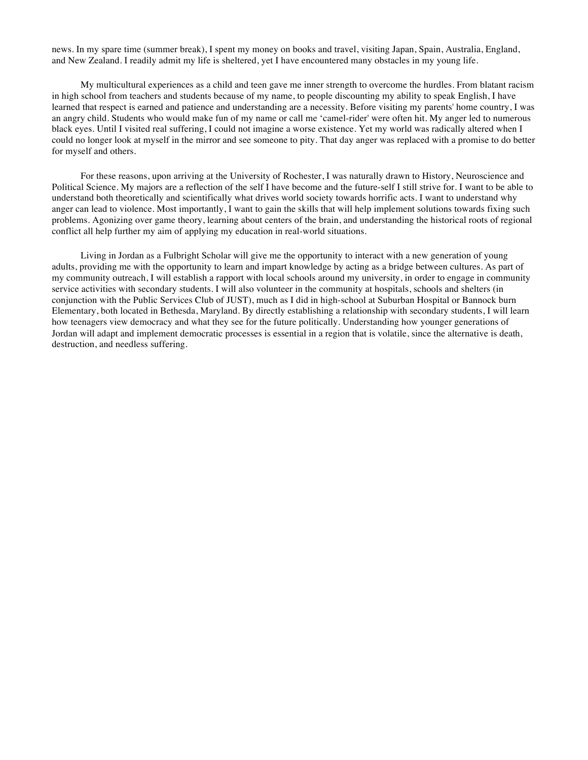news. In my spare time (summer break), I spent my money on books and travel, visiting Japan, Spain, Australia, England, and New Zealand. I readily admit my life is sheltered, yet I have encountered many obstacles in my young life.

My multicultural experiences as a child and teen gave me inner strength to overcome the hurdles. From blatant racism in high school from teachers and students because of my name, to people discounting my ability to speak English, I have learned that respect is earned and patience and understanding are a necessity. Before visiting my parents' home country, I was an angry child. Students who would make fun of my name or call me 'camel-rider' were often hit. My anger led to numerous black eyes. Until I visited real suffering, I could not imagine a worse existence. Yet my world was radically altered when I could no longer look at myself in the mirror and see someone to pity. That day anger was replaced with a promise to do better for myself and others.

For these reasons, upon arriving at the University of Rochester, I was naturally drawn to History, Neuroscience and Political Science. My majors are a reflection of the self I have become and the future-self I still strive for. I want to be able to understand both theoretically and scientifically what drives world society towards horrific acts. I want to understand why anger can lead to violence. Most importantly, I want to gain the skills that will help implement solutions towards fixing such problems. Agonizing over game theory, learning about centers of the brain, and understanding the historical roots of regional conflict all help further my aim of applying my education in real-world situations.

Living in Jordan as a Fulbright Scholar will give me the opportunity to interact with a new generation of young adults, providing me with the opportunity to learn and impart knowledge by acting as a bridge between cultures. As part of my community outreach, I will establish a rapport with local schools around my university, in order to engage in community service activities with secondary students. I will also volunteer in the community at hospitals, schools and shelters (in conjunction with the Public Services Club of JUST), much as I did in high-school at Suburban Hospital or Bannock burn Elementary, both located in Bethesda, Maryland. By directly establishing a relationship with secondary students, I will learn how teenagers view democracy and what they see for the future politically. Understanding how younger generations of Jordan will adapt and implement democratic processes is essential in a region that is volatile, since the alternative is death, destruction, and needless suffering.